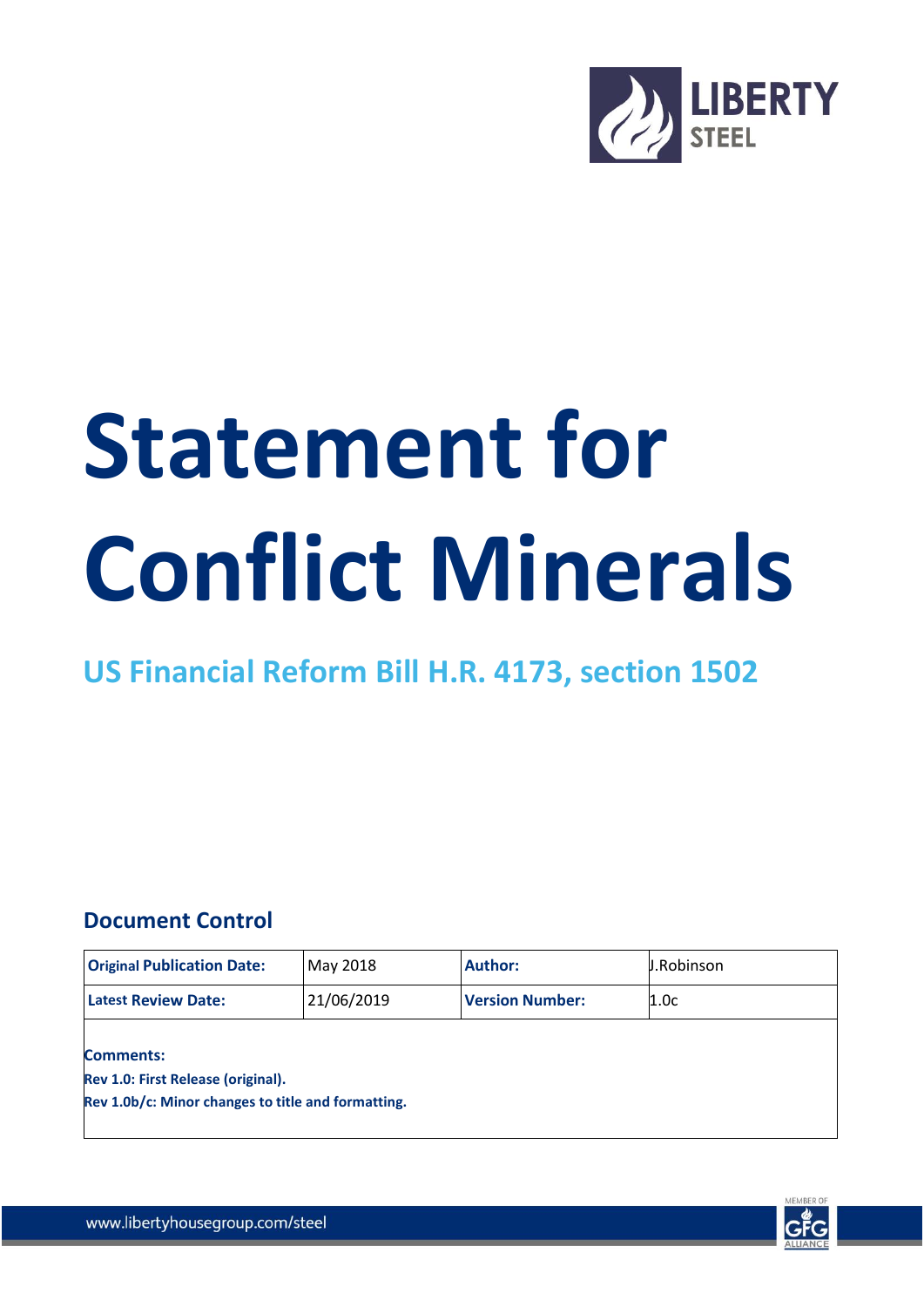# Statement for Conflict Minerals

## US Financial Reform Bill H.R. 4173, section 1502

### Document Control

| Original Publication Date: | May 2018 | Author: | J.Robinson |
|---|---|---|---|
| Latest Review Date: | 21/06/2019 | Version Number: | 1.0c |

**Comments:**

**Rev 1.0: First Release (original).**

**Rev 1.0b/c: Minor changes to title and formatting.**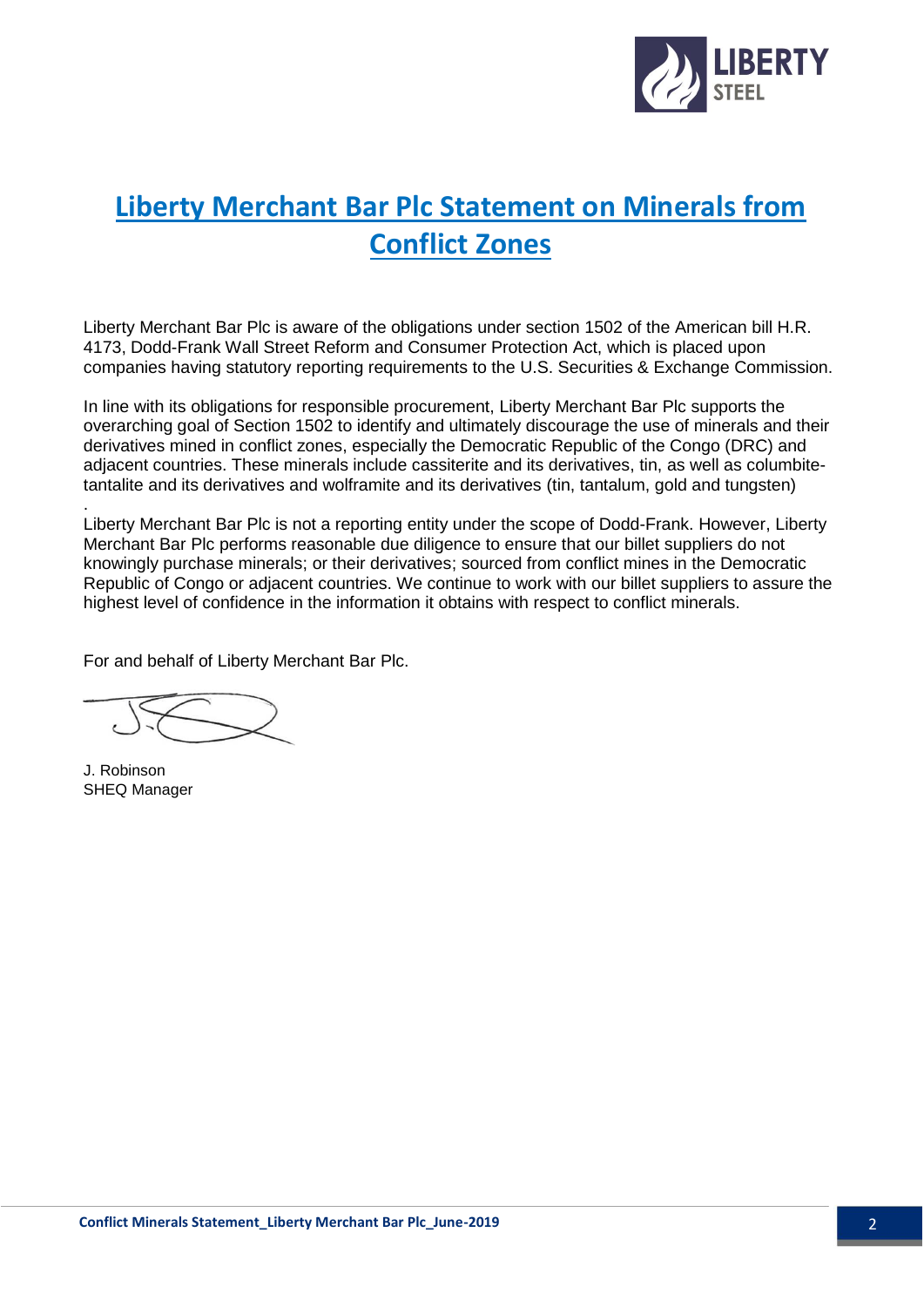# Liberty Merchant Bar Plc Statement on Minerals from Conflict Zones

Liberty Merchant Bar Plc is aware of the obligations under section 1502 of the American bill H.R. 4173, Dodd-Frank Wall Street Reform and Consumer Protection Act, which is placed upon companies having statutory reporting requirements to the U.S. Securities & Exchange Commission.

In line with its obligations for responsible procurement, Liberty Merchant Bar Plc supports the overarching goal of Section 1502 to identify and ultimately discourage the use of minerals and their derivatives mined in conflict zones, especially the Democratic Republic of the Congo (DRC) and adjacent countries. These minerals include cassiterite and its derivatives, tin, as well as columbite-tantalite and its derivatives and wolframite and its derivatives (tin, tantalum, gold and tungsten)

.

Liberty Merchant Bar Plc is not a reporting entity under the scope of Dodd-Frank. However, Liberty Merchant Bar Plc performs reasonable due diligence to ensure that our billet suppliers do not knowingly purchase minerals; or their derivatives; sourced from conflict mines in the Democratic Republic of Congo or adjacent countries. We continue to work with our billet suppliers to assure the highest level of confidence in the information it obtains with respect to conflict minerals.

For and behalf of Liberty Merchant Bar Plc.

J. Robinson
SHEQ Manager